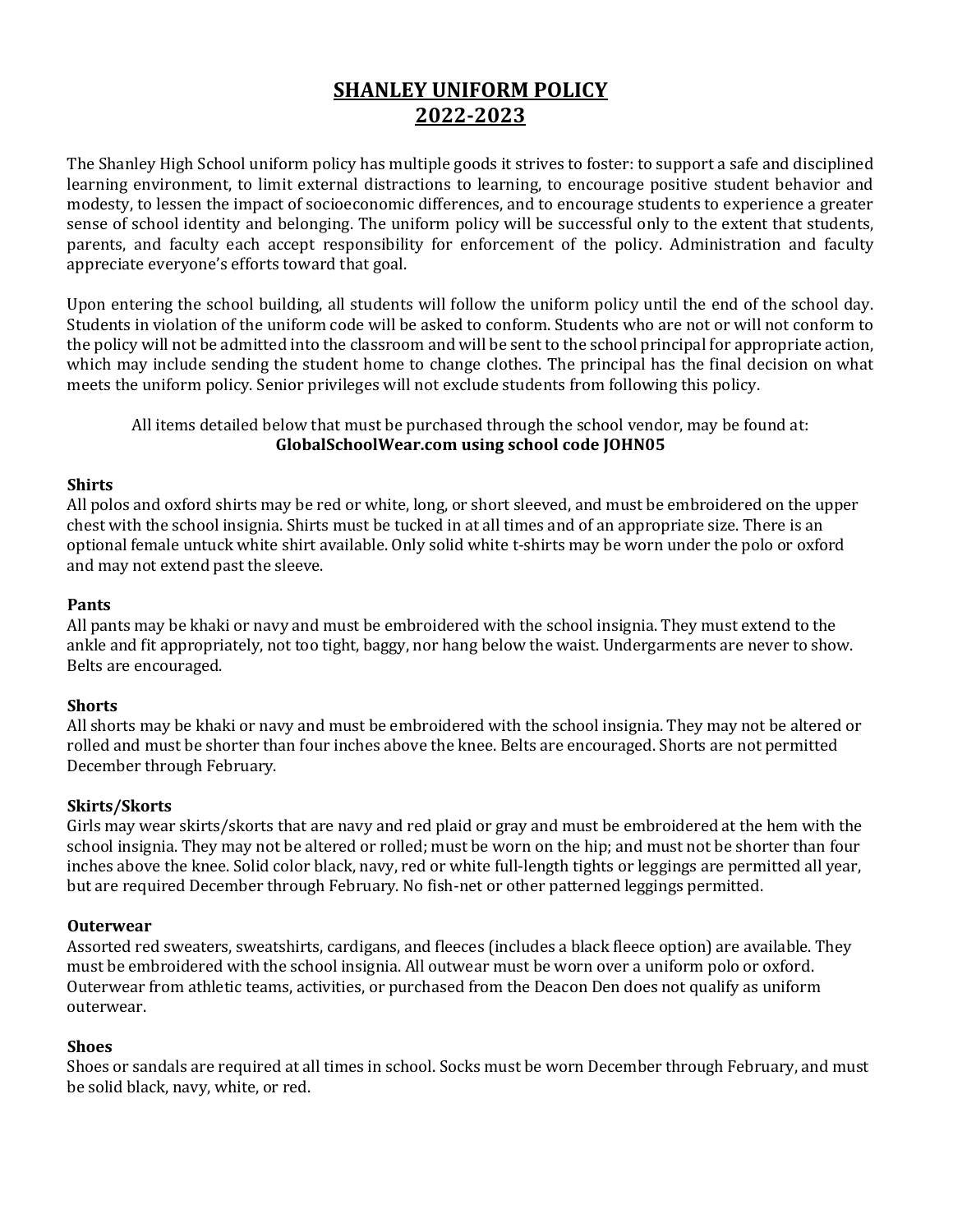# SHANLEY UNIFORM POLICY
# 2022-2023

The Shanley High School uniform policy has multiple goods it strives to foster: to support a safe and disciplined learning environment, to limit external distractions to learning, to encourage positive student behavior and modesty, to lessen the impact of socioeconomic differences, and to encourage students to experience a greater sense of school identity and belonging. The uniform policy will be successful only to the extent that students, parents, and faculty each accept responsibility for enforcement of the policy. Administration and faculty appreciate everyone's efforts toward that goal.

Upon entering the school building, all students will follow the uniform policy until the end of the school day. Students in violation of the uniform code will be asked to conform. Students who are not or will not conform to the policy will not be admitted into the classroom and will be sent to the school principal for appropriate action, which may include sending the student home to change clothes. The principal has the final decision on what meets the uniform policy. Senior privileges will not exclude students from following this policy.

All items detailed below that must be purchased through the school vendor, may be found at:
**GlobalSchoolWear.com using school code JOHN05**

**Shirts**
All polos and oxford shirts may be red or white, long, or short sleeved, and must be embroidered on the upper chest with the school insignia. Shirts must be tucked in at all times and of an appropriate size. There is an optional female untuck white shirt available. Only solid white t-shirts may be worn under the polo or oxford and may not extend past the sleeve.

**Pants**
All pants may be khaki or navy and must be embroidered with the school insignia. They must extend to the ankle and fit appropriately, not too tight, baggy, nor hang below the waist. Undergarments are never to show. Belts are encouraged.

**Shorts**
All shorts may be khaki or navy and must be embroidered with the school insignia. They may not be altered or rolled and must be shorter than four inches above the knee. Belts are encouraged. Shorts are not permitted December through February.

**Skirts/Skorts**
Girls may wear skirts/skorts that are navy and red plaid or gray and must be embroidered at the hem with the school insignia. They may not be altered or rolled; must be worn on the hip; and must not be shorter than four inches above the knee. Solid color black, navy, red or white full-length tights or leggings are permitted all year, but are required December through February. No fish-net or other patterned leggings permitted.

**Outerwear**
Assorted red sweaters, sweatshirts, cardigans, and fleeces (includes a black fleece option) are available. They must be embroidered with the school insignia. All outwear must be worn over a uniform polo or oxford. Outerwear from athletic teams, activities, or purchased from the Deacon Den does not qualify as uniform outerwear.

**Shoes**
Shoes or sandals are required at all times in school. Socks must be worn December through February, and must be solid black, navy, white, or red.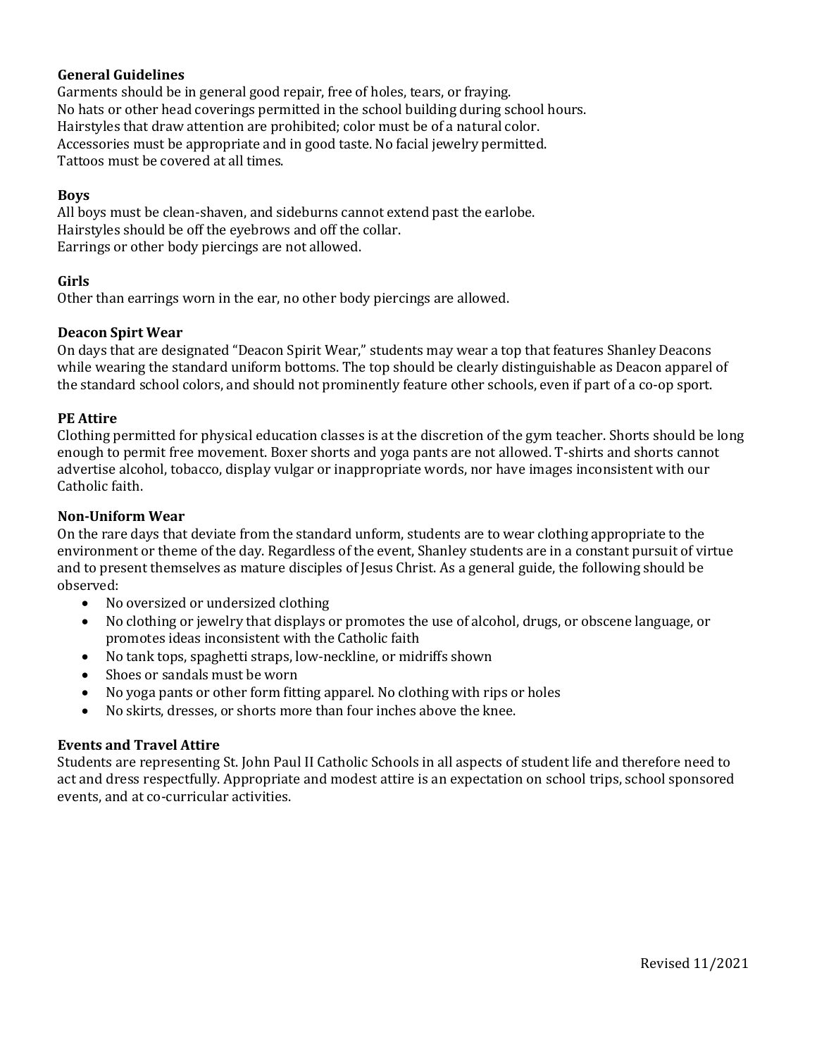**General Guidelines**

Garments should be in general good repair, free of holes, tears, or fraying.
No hats or other head coverings permitted in the school building during school hours.
Hairstyles that draw attention are prohibited; color must be of a natural color.
Accessories must be appropriate and in good taste. No facial jewelry permitted.
Tattoos must be covered at all times.

**Boys**

All boys must be clean-shaven, and sideburns cannot extend past the earlobe.
Hairstyles should be off the eyebrows and off the collar.
Earrings or other body piercings are not allowed.

**Girls**

Other than earrings worn in the ear, no other body piercings are allowed.

**Deacon Spirt Wear**

On days that are designated "Deacon Spirit Wear," students may wear a top that features Shanley Deacons while wearing the standard uniform bottoms. The top should be clearly distinguishable as Deacon apparel of the standard school colors, and should not prominently feature other schools, even if part of a co-op sport.

**PE Attire**

Clothing permitted for physical education classes is at the discretion of the gym teacher. Shorts should be long enough to permit free movement. Boxer shorts and yoga pants are not allowed. T-shirts and shorts cannot advertise alcohol, tobacco, display vulgar or inappropriate words, nor have images inconsistent with our Catholic faith.

**Non-Uniform Wear**

On the rare days that deviate from the standard unform, students are to wear clothing appropriate to the environment or theme of the day. Regardless of the event, Shanley students are in a constant pursuit of virtue and to present themselves as mature disciples of Jesus Christ. As a general guide, the following should be observed:

- No oversized or undersized clothing
- No clothing or jewelry that displays or promotes the use of alcohol, drugs, or obscene language, or promotes ideas inconsistent with the Catholic faith
- No tank tops, spaghetti straps, low-neckline, or midriffs shown
- Shoes or sandals must be worn
- No yoga pants or other form fitting apparel. No clothing with rips or holes
- No skirts, dresses, or shorts more than four inches above the knee.

**Events and Travel Attire**

Students are representing St. John Paul II Catholic Schools in all aspects of student life and therefore need to act and dress respectfully. Appropriate and modest attire is an expectation on school trips, school sponsored events, and at co-curricular activities.

Revised 11/2021